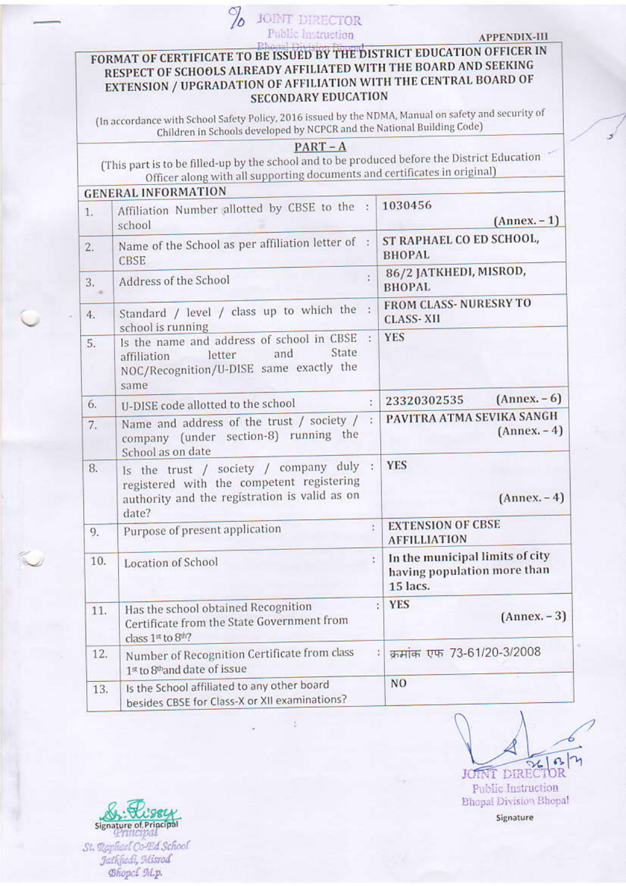% JOINT DIRECTOR
Public Instruction
Bhopal Division Bhopal

APPENDIX-III

## FORMAT OF CERTIFICATE TO BE ISSUED BY THE DISTRICT EDUCATION OFFICER IN RESPECT OF SCHOOLS ALREADY AFFILIATED WITH THE BOARD AND SEEKING EXTENSION / UPGRADATION OF AFFILIATION WITH THE CENTRAL BOARD OF SECONDARY EDUCATION

(In accordance with School Safety Policy, 2016 issued by the NDMA, Manual on safety and security of Children in Schools developed by NCPCR and the National Building Code)

### PART – A

(This part is to be filled-up by the school and to be produced before the District Education Officer along with all supporting documents and certificates in original)

**GENERAL INFORMATION**

| | | |
|---|---|---|
| 1. | Affiliation Number allotted by CBSE to the school : | 1030456 (Annex. – 1) |
| 2. | Name of the School as per affiliation letter of CBSE : | ST RAPHAEL CO ED SCHOOL, BHOPAL |
| 3. | Address of the School : | 86/2 JATKHEDI, MISROD, BHOPAL |
| 4. | Standard / level / class up to which the school is running : | FROM CLASS- NURESRY TO CLASS- XII |
| 5. | Is the name and address of school in CBSE affiliation letter and State NOC/Recognition/U-DISE same exactly the same : | YES |
| 6. | U-DISE code allotted to the school : | 23320302535 (Annex. – 6) |
| 7. | Name and address of the trust / society / company (under section-8) running the School as on date : | PAVITRA ATMA SEVIKA SANGH (Annex. – 4) |
| 8. | Is the trust / society / company duly registered with the competent registering authority and the registration is valid as on date? : | YES (Annex. – 4) |
| 9. | Purpose of present application : | EXTENSION OF CBSE AFFILLIATION |
| 10. | Location of School : | In the municipal limits of city having population more than 15 lacs. |
| 11. | Has the school obtained Recognition Certificate from the State Government from class 1st to 8th? : | YES (Annex. – 3) |
| 12. | Number of Recognition Certificate from class 1st to 8th and date of issue : | क्रमांक एफ 73-61/20-3/2008 |
| 13. | Is the School affiliated to any other board besides CBSE for Class-X or XII examinations? | NO |

Signature of Principal
Principal
St. Raphael Co-Ed School
Jatkhedi, Misrod
Bhopal M.p.

26/03/24
JOINT DIRECTOR
Public Instruction
Bhopal Division Bhopal
Signature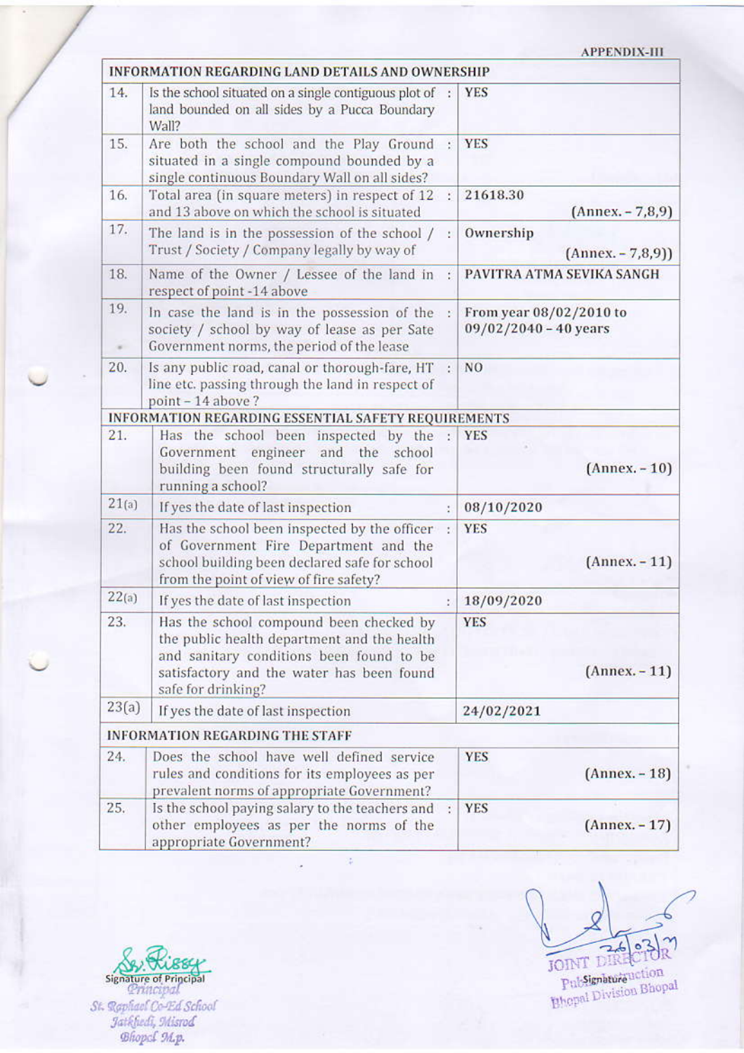**APPENDIX-III**

| INFORMATION REGARDING LAND DETAILS AND OWNERSHIP | | |
|---|---|---|
| 14. | Is the school situated on a single contiguous plot of land bounded on all sides by a Pucca Boundary Wall? | YES |
| 15. | Are both the school and the Play Ground situated in a single compound bounded by a single continuous Boundary Wall on all sides? | YES |
| 16. | Total area (in square meters) in respect of 12 and 13 above on which the school is situated | 21618.30 (Annex. – 7,8,9) |
| 17. | The land is in the possession of the school / Trust / Society / Company legally by way of | Ownership (Annex. – 7,8,9)) |
| 18. | Name of the Owner / Lessee of the land in respect of point -14 above | PAVITRA ATMA SEVIKA SANGH |
| 19. | In case the land is in the possession of the society / school by way of lease as per Sate Government norms, the period of the lease | From year 08/02/2010 to 09/02/2040 – 40 years |
| 20. | Is any public road, canal or thorough-fare, HT line etc. passing through the land in respect of point – 14 above ? | NO |
| **INFORMATION REGARDING ESSENTIAL SAFETY REQUIREMENTS** | | |
| 21. | Has the school been inspected by the Government engineer and the school building been found structurally safe for running a school? | YES (Annex. – 10) |
| 21(a) | If yes the date of last inspection | 08/10/2020 |
| 22. | Has the school been inspected by the officer of Government Fire Department and the school building been declared safe for school from the point of view of fire safety? | YES (Annex. – 11) |
| 22(a) | If yes the date of last inspection | 18/09/2020 |
| 23. | Has the school compound been checked by the public health department and the health and sanitary conditions been found to be satisfactory and the water has been found safe for drinking? | YES (Annex. – 11) |
| 23(a) | If yes the date of last inspection | 24/02/2021 |
| **INFORMATION REGARDING THE STAFF** | | |
| 24. | Does the school have well defined service rules and conditions for its employees as per prevalent norms of appropriate Government? | YES (Annex. – 18) |
| 25. | Is the school paying salary to the teachers and other employees as per the norms of the appropriate Government? | YES (Annex. – 17) |

Signature of Principal
Principal
St. Raphael Co-Ed School
Jatkhedi, Misrod
Bhopal M.p.

26/03/21
JOINT DIRECTOR
Public Instruction
Bhopal Division Bhopal
Signature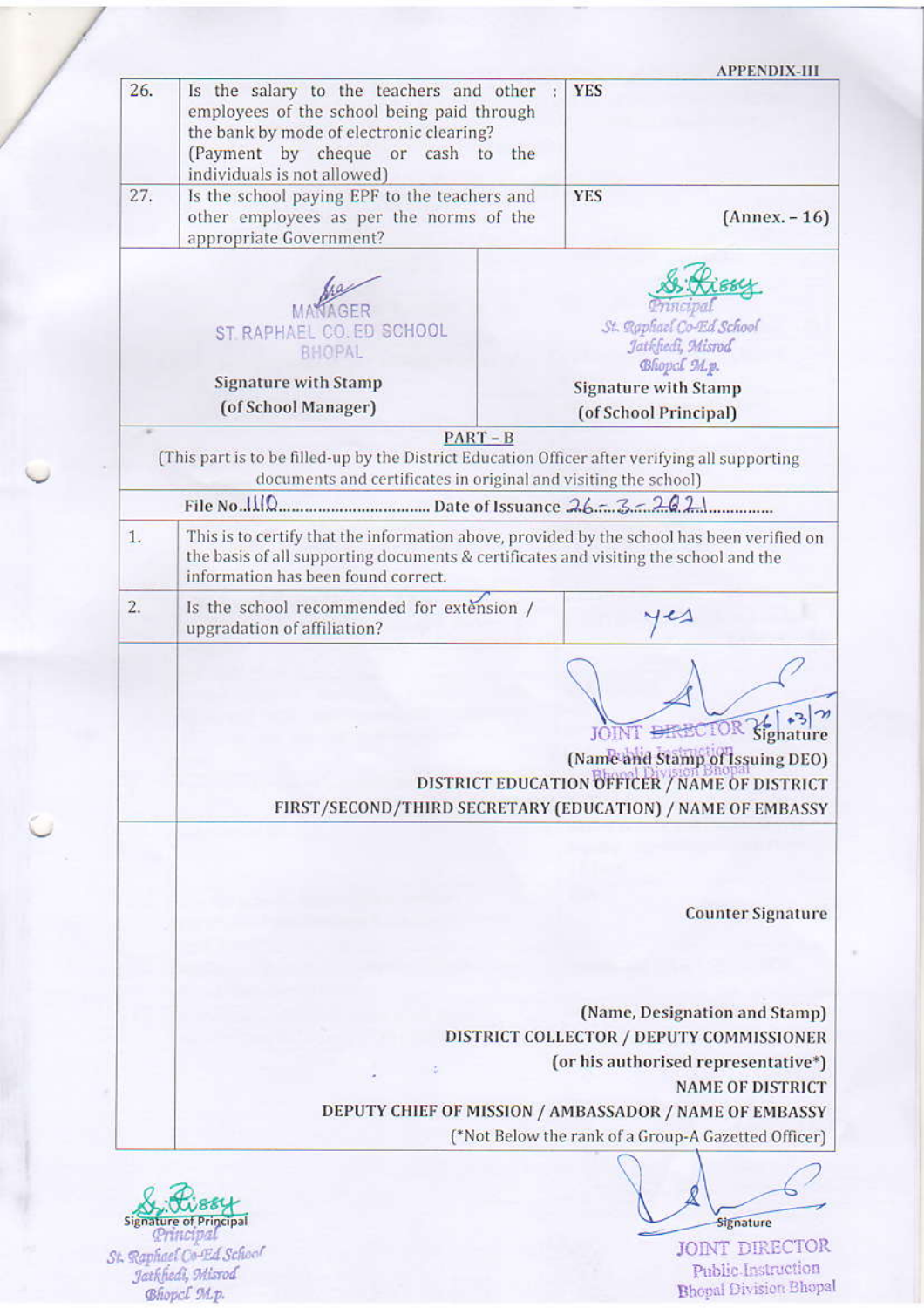APPENDIX-III

| | | |
|---|---|---|
| 26. | Is the salary to the teachers and other employees of the school being paid through the bank by mode of electronic clearing? (Payment by cheque or cash to the individuals is not allowed) | YES |
| 27. | Is the school paying EPF to the teachers and other employees as per the norms of the appropriate Government? | YES (Annex. – 16) |

| | |
|---|---|
| MANAGER<br>ST. RAPHAEL CO. ED SCHOOL<br>BHOPAL<br>**Signature with Stamp**<br>**(of School Manager)** | S. Rissy<br>Principal<br>St. Raphael Co-Ed School<br>Jatkhedi, Misrod<br>Bhopal M.p.<br>**Signature with Stamp**<br>**(of School Principal)** |

**PART – B**

(This part is to be filled-up by the District Education Officer after verifying all supporting documents and certificates in original and visiting the school)

**File No.** 1110................................ **Date of Issuance** 26 - 3 - 2021..............

| | | |
|---|---|---|
| 1. | This is to certify that the information above, provided by the school has been verified on the basis of all supporting documents & certificates and visiting the school and the information has been found correct. | |
| 2. | Is the school recommended for extension / upgradation of affiliation? | yes |

26/03/21

**Signature**

**(Name and Stamp of Issuing DEO)**

JOINT DIRECTOR
Public Instruction
Bhopal Division Bhopal

**DISTRICT EDUCATION OFFICER / NAME OF DISTRICT**

**FIRST/SECOND/THIRD SECRETARY (EDUCATION) / NAME OF EMBASSY**

**Counter Signature**

**(Name, Designation and Stamp)**

**DISTRICT COLLECTOR / DEPUTY COMMISSIONER**

**(or his authorised representative*)**

**NAME OF DISTRICT**

**DEPUTY CHIEF OF MISSION / AMBASSADOR / NAME OF EMBASSY**

(*Not Below the rank of a Group-A Gazetted Officer)

S. Rissy
Signature of Principal
Principal
St. Raphael Co-Ed School
Jatkhedi, Misrod
Bhopal M.p.

Signature
JOINT DIRECTOR
Public Instruction
Bhopal Division Bhopal